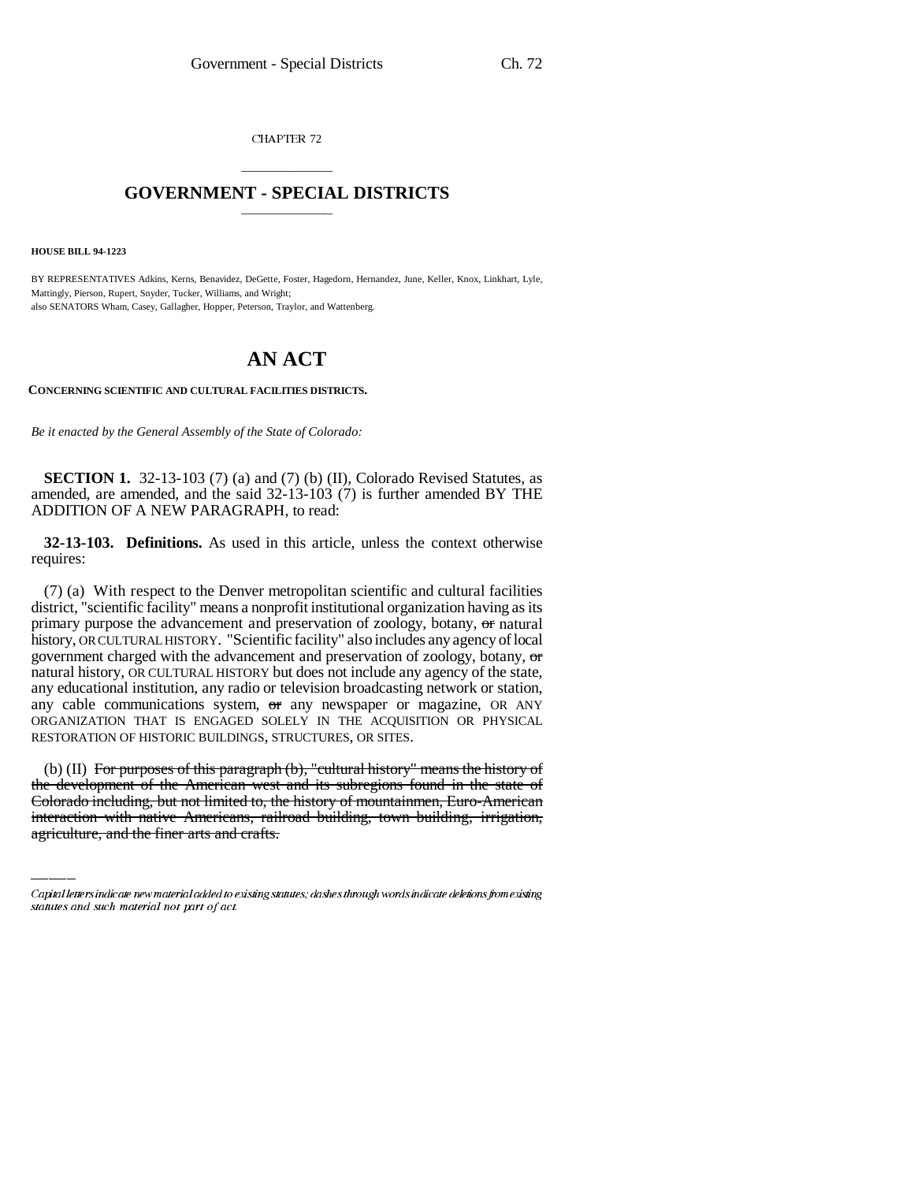CHAPTER 72

# GOVERNMENT - SPECIAL DISTRICTS

**HOUSE BILL 94-1223**

BY REPRESENTATIVES Adkins, Kerns, Benavidez, DeGette, Foster, Hagedorn, Hernandez, June, Keller, Knox, Linkhart, Lyle, Mattingly, Pierson, Rupert, Snyder, Tucker, Williams, and Wright;
also SENATORS Wham, Casey, Gallagher, Hopper, Peterson, Traylor, and Wattenberg.

# AN ACT

**CONCERNING SCIENTIFIC AND CULTURAL FACILITIES DISTRICTS.**

*Be it enacted by the General Assembly of the State of Colorado:*

**SECTION 1.** 32-13-103 (7) (a) and (7) (b) (II), Colorado Revised Statutes, as amended, are amended, and the said 32-13-103 (7) is further amended BY THE ADDITION OF A NEW PARAGRAPH, to read:

**32-13-103. Definitions.** As used in this article, unless the context otherwise requires:

(7) (a) With respect to the Denver metropolitan scientific and cultural facilities district, "scientific facility" means a nonprofit institutional organization having as its primary purpose the advancement and preservation of zoology, botany, ~~or~~ natural history, OR CULTURAL HISTORY. "Scientific facility" also includes any agency of local government charged with the advancement and preservation of zoology, botany, ~~or~~ natural history, OR CULTURAL HISTORY but does not include any agency of the state, any educational institution, any radio or television broadcasting network or station, any cable communications system, ~~or~~ any newspaper or magazine, OR ANY ORGANIZATION THAT IS ENGAGED SOLELY IN THE ACQUISITION OR PHYSICAL RESTORATION OF HISTORIC BUILDINGS, STRUCTURES, OR SITES.

(b) (II) ~~For purposes of this paragraph (b), "cultural history" means the history of the development of the American west and its subregions found in the state of Colorado including, but not limited to, the history of mountainmen, Euro-American interaction with native Americans, railroad building, town building, irrigation, agriculture, and the finer arts and crafts.~~

*Capital letters indicate new material added to existing statutes; dashes through words indicate deletions from existing statutes and such material not part of act.*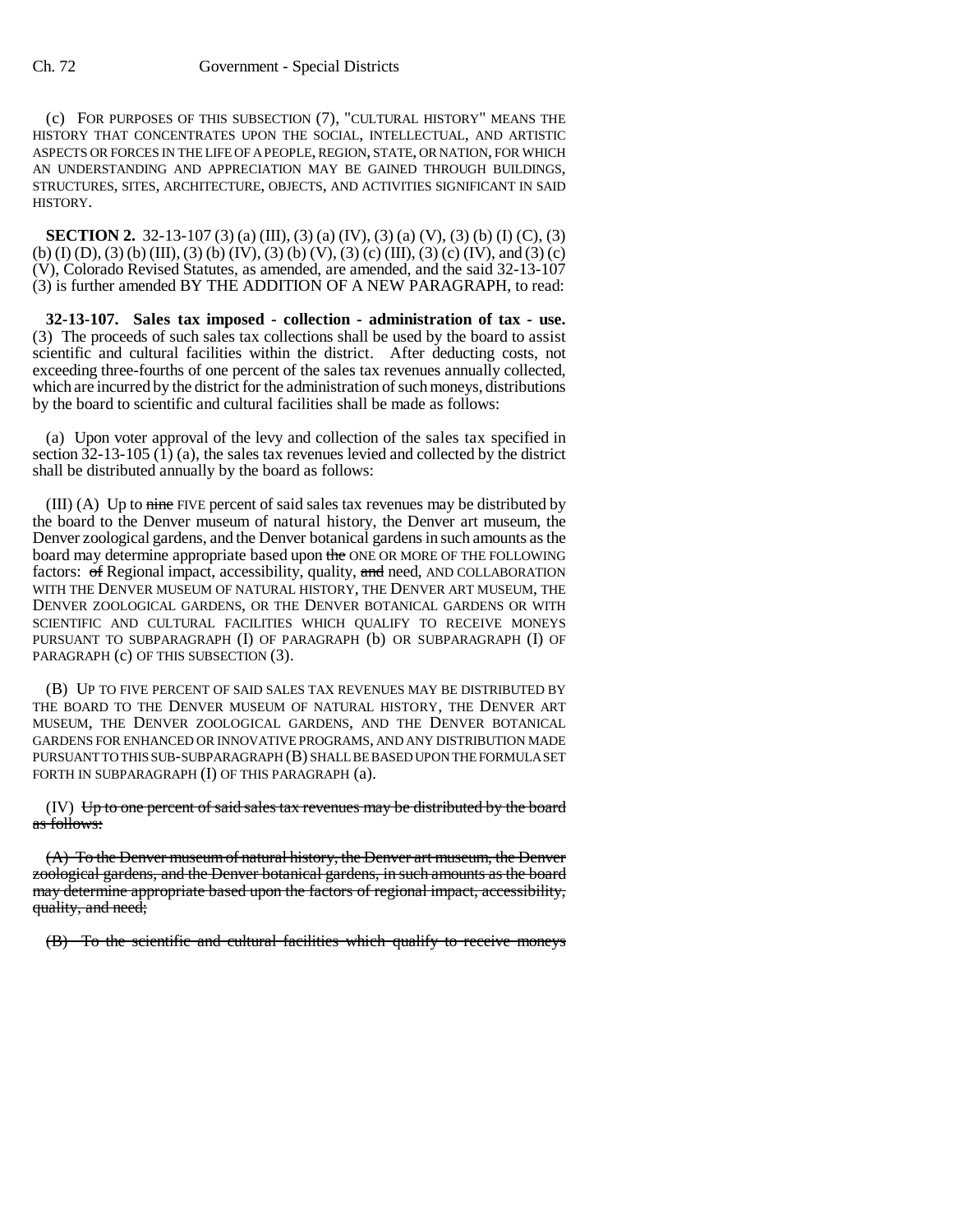(c) FOR PURPOSES OF THIS SUBSECTION (7), "CULTURAL HISTORY" MEANS THE HISTORY THAT CONCENTRATES UPON THE SOCIAL, INTELLECTUAL, AND ARTISTIC ASPECTS OR FORCES IN THE LIFE OF A PEOPLE, REGION, STATE, OR NATION, FOR WHICH AN UNDERSTANDING AND APPRECIATION MAY BE GAINED THROUGH BUILDINGS, STRUCTURES, SITES, ARCHITECTURE, OBJECTS, AND ACTIVITIES SIGNIFICANT IN SAID HISTORY.

**SECTION 2.** 32-13-107 (3) (a) (III), (3) (a) (IV), (3) (a) (V), (3) (b) (I) (C), (3) (b) (I) (D), (3) (b) (III), (3) (b) (IV), (3) (b) (V), (3) (c) (III), (3) (c) (IV), and (3) (c) (V), Colorado Revised Statutes, as amended, are amended, and the said 32-13-107 (3) is further amended BY THE ADDITION OF A NEW PARAGRAPH, to read:

**32-13-107. Sales tax imposed - collection - administration of tax - use.** (3) The proceeds of such sales tax collections shall be used by the board to assist scientific and cultural facilities within the district. After deducting costs, not exceeding three-fourths of one percent of the sales tax revenues annually collected, which are incurred by the district for the administration of such moneys, distributions by the board to scientific and cultural facilities shall be made as follows:

(a) Upon voter approval of the levy and collection of the sales tax specified in section 32-13-105 (1) (a), the sales tax revenues levied and collected by the district shall be distributed annually by the board as follows:

(III) (A) Up to ~~nine~~ FIVE percent of said sales tax revenues may be distributed by the board to the Denver museum of natural history, the Denver art museum, the Denver zoological gardens, and the Denver botanical gardens in such amounts as the board may determine appropriate based upon ~~the~~ ONE OR MORE OF THE FOLLOWING factors: ~~of~~ Regional impact, accessibility, quality, ~~and~~ need, AND COLLABORATION WITH THE DENVER MUSEUM OF NATURAL HISTORY, THE DENVER ART MUSEUM, THE DENVER ZOOLOGICAL GARDENS, OR THE DENVER BOTANICAL GARDENS OR WITH SCIENTIFIC AND CULTURAL FACILITIES WHICH QUALIFY TO RECEIVE MONEYS PURSUANT TO SUBPARAGRAPH (I) OF PARAGRAPH (b) OR SUBPARAGRAPH (I) OF PARAGRAPH (c) OF THIS SUBSECTION (3).

(B) UP TO FIVE PERCENT OF SAID SALES TAX REVENUES MAY BE DISTRIBUTED BY THE BOARD TO THE DENVER MUSEUM OF NATURAL HISTORY, THE DENVER ART MUSEUM, THE DENVER ZOOLOGICAL GARDENS, AND THE DENVER BOTANICAL GARDENS FOR ENHANCED OR INNOVATIVE PROGRAMS, AND ANY DISTRIBUTION MADE PURSUANT TO THIS SUB-SUBPARAGRAPH (B) SHALL BE BASED UPON THE FORMULA SET FORTH IN SUBPARAGRAPH (I) OF THIS PARAGRAPH (a).

(IV) ~~Up to one percent of said sales tax revenues may be distributed by the board as follows:~~

~~(A) To the Denver museum of natural history, the Denver art museum, the Denver zoological gardens, and the Denver botanical gardens, in such amounts as the board may determine appropriate based upon the factors of regional impact, accessibility, quality, and need;~~

~~(B) To the scientific and cultural facilities which qualify to receive moneys~~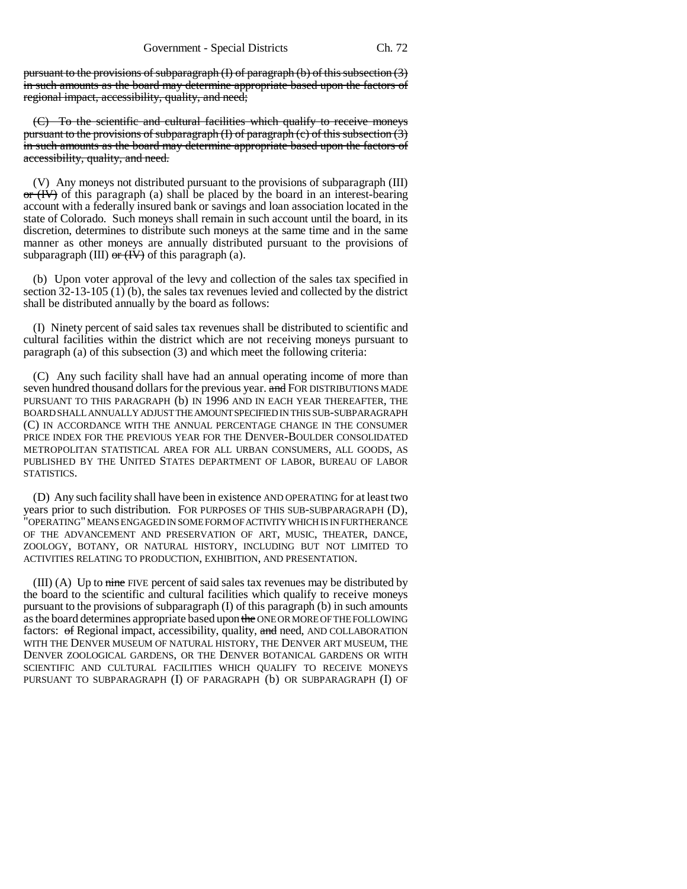~~pursuant to the provisions of subparagraph (I) of paragraph (b) of this subsection (3) in such amounts as the board may determine appropriate based upon the factors of regional impact, accessibility, quality, and need;~~

~~(C) To the scientific and cultural facilities which qualify to receive moneys pursuant to the provisions of subparagraph (I) of paragraph (c) of this subsection (3) in such amounts as the board may determine appropriate based upon the factors of accessibility, quality, and need.~~

(V) Any moneys not distributed pursuant to the provisions of subparagraph (III) ~~or (IV)~~ of this paragraph (a) shall be placed by the board in an interest-bearing account with a federally insured bank or savings and loan association located in the state of Colorado. Such moneys shall remain in such account until the board, in its discretion, determines to distribute such moneys at the same time and in the same manner as other moneys are annually distributed pursuant to the provisions of subparagraph (III) ~~or (IV)~~ of this paragraph (a).

(b) Upon voter approval of the levy and collection of the sales tax specified in section 32-13-105 (1) (b), the sales tax revenues levied and collected by the district shall be distributed annually by the board as follows:

(I) Ninety percent of said sales tax revenues shall be distributed to scientific and cultural facilities within the district which are not receiving moneys pursuant to paragraph (a) of this subsection (3) and which meet the following criteria:

(C) Any such facility shall have had an annual operating income of more than seven hundred thousand dollars for the previous year. ~~and~~ FOR DISTRIBUTIONS MADE PURSUANT TO THIS PARAGRAPH (b) IN 1996 AND IN EACH YEAR THEREAFTER, THE BOARD SHALL ANNUALLY ADJUST THE AMOUNT SPECIFIED IN THIS SUB-SUBPARAGRAPH (C) IN ACCORDANCE WITH THE ANNUAL PERCENTAGE CHANGE IN THE CONSUMER PRICE INDEX FOR THE PREVIOUS YEAR FOR THE DENVER-BOULDER CONSOLIDATED METROPOLITAN STATISTICAL AREA FOR ALL URBAN CONSUMERS, ALL GOODS, AS PUBLISHED BY THE UNITED STATES DEPARTMENT OF LABOR, BUREAU OF LABOR STATISTICS.

(D) Any such facility shall have been in existence AND OPERATING for at least two years prior to such distribution. FOR PURPOSES OF THIS SUB-SUBPARAGRAPH (D), "OPERATING" MEANS ENGAGED IN SOME FORM OF ACTIVITY WHICH IS IN FURTHERANCE OF THE ADVANCEMENT AND PRESERVATION OF ART, MUSIC, THEATER, DANCE, ZOOLOGY, BOTANY, OR NATURAL HISTORY, INCLUDING BUT NOT LIMITED TO ACTIVITIES RELATING TO PRODUCTION, EXHIBITION, AND PRESENTATION.

(III) (A) Up to ~~nine~~ FIVE percent of said sales tax revenues may be distributed by the board to the scientific and cultural facilities which qualify to receive moneys pursuant to the provisions of subparagraph (I) of this paragraph (b) in such amounts as the board determines appropriate based upon ~~the~~ ONE OR MORE OF THE FOLLOWING factors: ~~of~~ Regional impact, accessibility, quality, ~~and~~ need, AND COLLABORATION WITH THE DENVER MUSEUM OF NATURAL HISTORY, THE DENVER ART MUSEUM, THE DENVER ZOOLOGICAL GARDENS, OR THE DENVER BOTANICAL GARDENS OR WITH SCIENTIFIC AND CULTURAL FACILITIES WHICH QUALIFY TO RECEIVE MONEYS PURSUANT TO SUBPARAGRAPH (I) OF PARAGRAPH (b) OR SUBPARAGRAPH (I) OF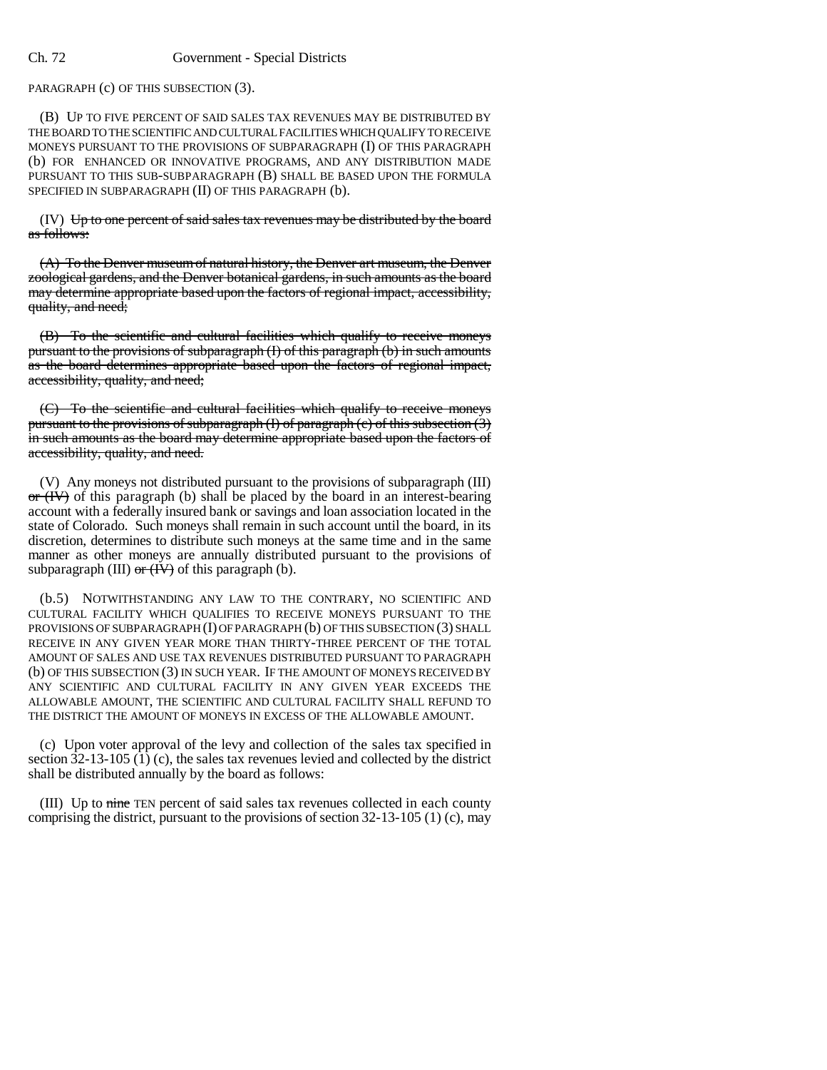PARAGRAPH (c) OF THIS SUBSECTION (3).

(B) UP TO FIVE PERCENT OF SAID SALES TAX REVENUES MAY BE DISTRIBUTED BY THE BOARD TO THE SCIENTIFIC AND CULTURAL FACILITIES WHICH QUALIFY TO RECEIVE MONEYS PURSUANT TO THE PROVISIONS OF SUBPARAGRAPH (I) OF THIS PARAGRAPH (b) FOR ENHANCED OR INNOVATIVE PROGRAMS, AND ANY DISTRIBUTION MADE PURSUANT TO THIS SUB-SUBPARAGRAPH (B) SHALL BE BASED UPON THE FORMULA SPECIFIED IN SUBPARAGRAPH (II) OF THIS PARAGRAPH (b).

(IV) ~~Up to one percent of said sales tax revenues may be distributed by the board as follows:~~

~~(A) To the Denver museum of natural history, the Denver art museum, the Denver zoological gardens, and the Denver botanical gardens, in such amounts as the board may determine appropriate based upon the factors of regional impact, accessibility, quality, and need;~~

~~(B) To the scientific and cultural facilities which qualify to receive moneys pursuant to the provisions of subparagraph (I) of this paragraph (b) in such amounts as the board determines appropriate based upon the factors of regional impact, accessibility, quality, and need;~~

~~(C) To the scientific and cultural facilities which qualify to receive moneys pursuant to the provisions of subparagraph (I) of paragraph (c) of this subsection (3) in such amounts as the board may determine appropriate based upon the factors of accessibility, quality, and need.~~

(V) Any moneys not distributed pursuant to the provisions of subparagraph (III) ~~or (IV)~~ of this paragraph (b) shall be placed by the board in an interest-bearing account with a federally insured bank or savings and loan association located in the state of Colorado. Such moneys shall remain in such account until the board, in its discretion, determines to distribute such moneys at the same time and in the same manner as other moneys are annually distributed pursuant to the provisions of subparagraph (III) ~~or (IV)~~ of this paragraph (b).

(b.5) NOTWITHSTANDING ANY LAW TO THE CONTRARY, NO SCIENTIFIC AND CULTURAL FACILITY WHICH QUALIFIES TO RECEIVE MONEYS PURSUANT TO THE PROVISIONS OF SUBPARAGRAPH (I) OF PARAGRAPH (b) OF THIS SUBSECTION (3) SHALL RECEIVE IN ANY GIVEN YEAR MORE THAN THIRTY-THREE PERCENT OF THE TOTAL AMOUNT OF SALES AND USE TAX REVENUES DISTRIBUTED PURSUANT TO PARAGRAPH (b) OF THIS SUBSECTION (3) IN SUCH YEAR. IF THE AMOUNT OF MONEYS RECEIVED BY ANY SCIENTIFIC AND CULTURAL FACILITY IN ANY GIVEN YEAR EXCEEDS THE ALLOWABLE AMOUNT, THE SCIENTIFIC AND CULTURAL FACILITY SHALL REFUND TO THE DISTRICT THE AMOUNT OF MONEYS IN EXCESS OF THE ALLOWABLE AMOUNT.

(c) Upon voter approval of the levy and collection of the sales tax specified in section 32-13-105 (1) (c), the sales tax revenues levied and collected by the district shall be distributed annually by the board as follows:

(III) Up to ~~nine~~ TEN percent of said sales tax revenues collected in each county comprising the district, pursuant to the provisions of section 32-13-105 (1) (c), may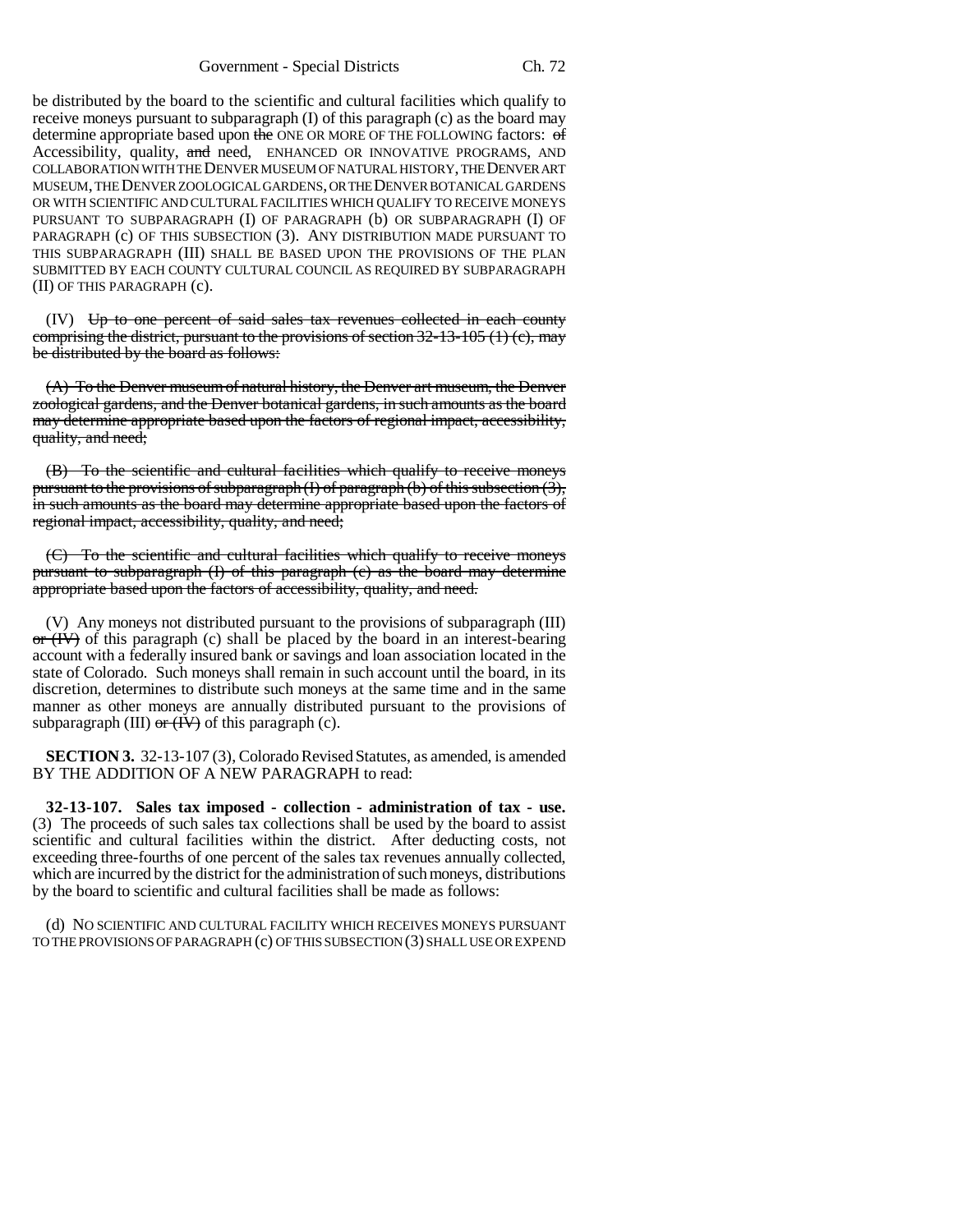be distributed by the board to the scientific and cultural facilities which qualify to receive moneys pursuant to subparagraph (I) of this paragraph (c) as the board may determine appropriate based upon ~~the~~ ONE OR MORE OF THE FOLLOWING factors: ~~of~~ Accessibility, quality, ~~and~~ need, ENHANCED OR INNOVATIVE PROGRAMS, AND COLLABORATION WITH THE DENVER MUSEUM OF NATURAL HISTORY, THE DENVER ART MUSEUM, THE DENVER ZOOLOGICAL GARDENS, OR THE DENVER BOTANICAL GARDENS OR WITH SCIENTIFIC AND CULTURAL FACILITIES WHICH QUALIFY TO RECEIVE MONEYS PURSUANT TO SUBPARAGRAPH (I) OF PARAGRAPH (b) OR SUBPARAGRAPH (I) OF PARAGRAPH (c) OF THIS SUBSECTION (3). ANY DISTRIBUTION MADE PURSUANT TO THIS SUBPARAGRAPH (III) SHALL BE BASED UPON THE PROVISIONS OF THE PLAN SUBMITTED BY EACH COUNTY CULTURAL COUNCIL AS REQUIRED BY SUBPARAGRAPH (II) OF THIS PARAGRAPH (c).

(IV) ~~Up to one percent of said sales tax revenues collected in each county comprising the district, pursuant to the provisions of section 32-13-105 (1) (c), may be distributed by the board as follows:~~

~~(A) To the Denver museum of natural history, the Denver art museum, the Denver zoological gardens, and the Denver botanical gardens, in such amounts as the board may determine appropriate based upon the factors of regional impact, accessibility, quality, and need;~~

~~(B) To the scientific and cultural facilities which qualify to receive moneys pursuant to the provisions of subparagraph (I) of paragraph (b) of this subsection (3), in such amounts as the board may determine appropriate based upon the factors of regional impact, accessibility, quality, and need;~~

~~(C) To the scientific and cultural facilities which qualify to receive moneys pursuant to subparagraph (I) of this paragraph (c) as the board may determine appropriate based upon the factors of accessibility, quality, and need.~~

(V) Any moneys not distributed pursuant to the provisions of subparagraph (III) ~~or (IV)~~ of this paragraph (c) shall be placed by the board in an interest-bearing account with a federally insured bank or savings and loan association located in the state of Colorado. Such moneys shall remain in such account until the board, in its discretion, determines to distribute such moneys at the same time and in the same manner as other moneys are annually distributed pursuant to the provisions of subparagraph (III) ~~or (IV)~~ of this paragraph (c).

**SECTION 3.** 32-13-107 (3), Colorado Revised Statutes, as amended, is amended BY THE ADDITION OF A NEW PARAGRAPH to read:

**32-13-107. Sales tax imposed - collection - administration of tax - use.** (3) The proceeds of such sales tax collections shall be used by the board to assist scientific and cultural facilities within the district. After deducting costs, not exceeding three-fourths of one percent of the sales tax revenues annually collected, which are incurred by the district for the administration of such moneys, distributions by the board to scientific and cultural facilities shall be made as follows:

(d) NO SCIENTIFIC AND CULTURAL FACILITY WHICH RECEIVES MONEYS PURSUANT TO THE PROVISIONS OF PARAGRAPH (c) OF THIS SUBSECTION (3) SHALL USE OR EXPEND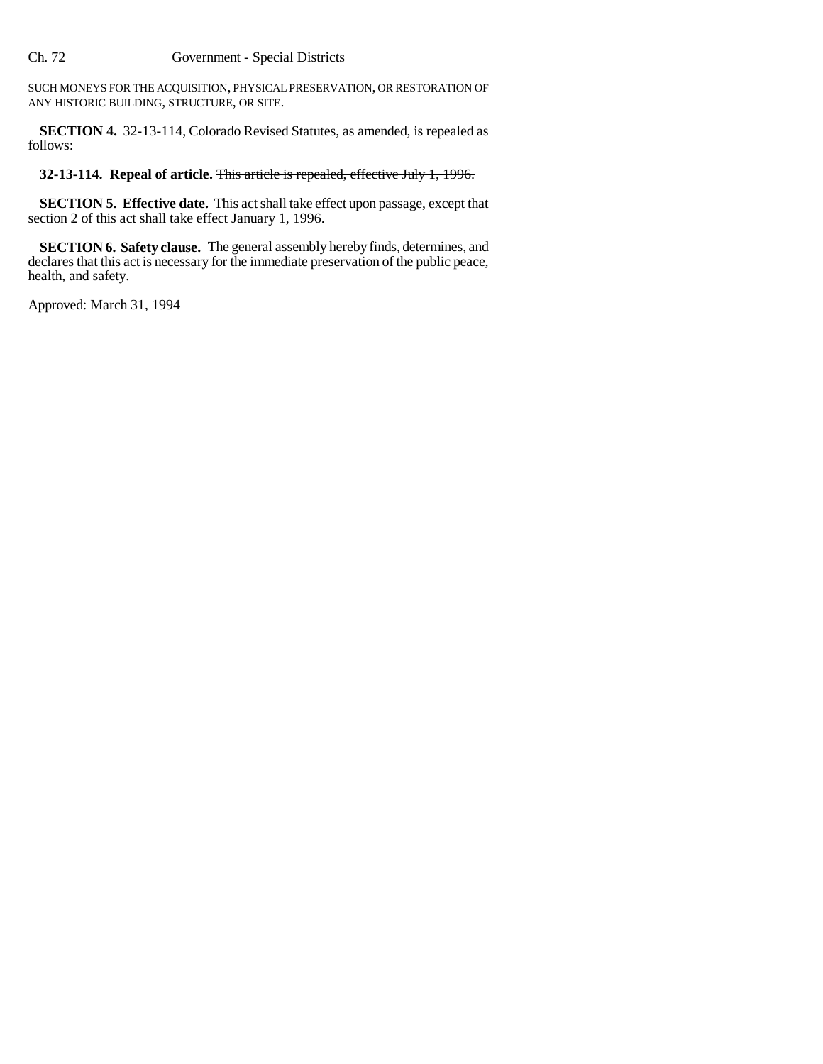SUCH MONEYS FOR THE ACQUISITION, PHYSICAL PRESERVATION, OR RESTORATION OF ANY HISTORIC BUILDING, STRUCTURE, OR SITE.

**SECTION 4.** 32-13-114, Colorado Revised Statutes, as amended, is repealed as follows:

**32-13-114. Repeal of article.** ~~This article is repealed, effective July 1, 1996.~~

**SECTION 5. Effective date.** This act shall take effect upon passage, except that section 2 of this act shall take effect January 1, 1996.

**SECTION 6. Safety clause.** The general assembly hereby finds, determines, and declares that this act is necessary for the immediate preservation of the public peace, health, and safety.

Approved: March 31, 1994